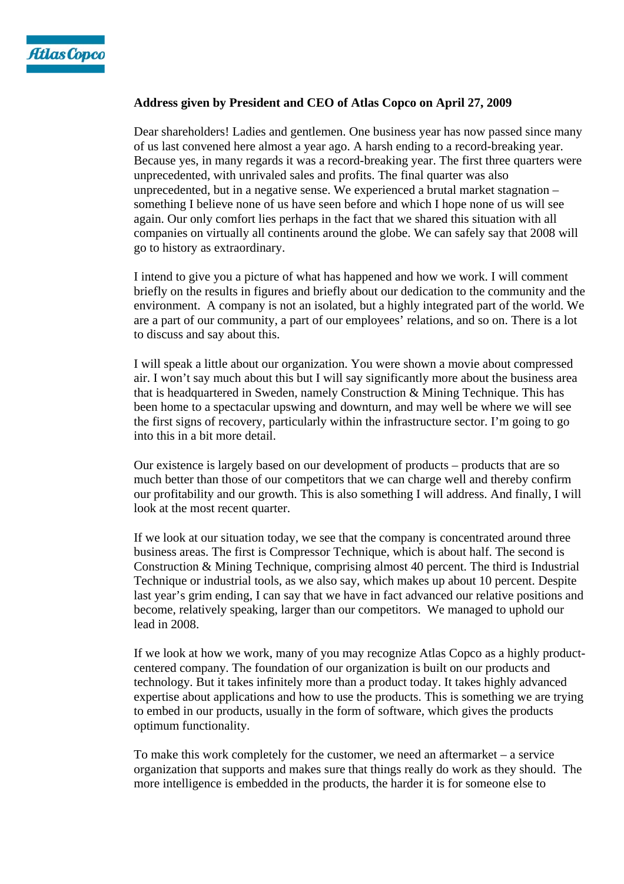**Address given by President and CEO of Atlas Copco on April 27, 2009**

Dear shareholders! Ladies and gentlemen. One business year has now passed since many of us last convened here almost a year ago. A harsh ending to a record-breaking year. Because yes, in many regards it was a record-breaking year. The first three quarters were unprecedented, with unrivaled sales and profits. The final quarter was also unprecedented, but in a negative sense. We experienced a brutal market stagnation – something I believe none of us have seen before and which I hope none of us will see again. Our only comfort lies perhaps in the fact that we shared this situation with all companies on virtually all continents around the globe. We can safely say that 2008 will go to history as extraordinary.

I intend to give you a picture of what has happened and how we work. I will comment briefly on the results in figures and briefly about our dedication to the community and the environment. A company is not an isolated, but a highly integrated part of the world. We are a part of our community, a part of our employees' relations, and so on. There is a lot to discuss and say about this.

I will speak a little about our organization. You were shown a movie about compressed air. I won't say much about this but I will say significantly more about the business area that is headquartered in Sweden, namely Construction & Mining Technique. This has been home to a spectacular upswing and downturn, and may well be where we will see the first signs of recovery, particularly within the infrastructure sector. I'm going to go into this in a bit more detail.

Our existence is largely based on our development of products – products that are so much better than those of our competitors that we can charge well and thereby confirm our profitability and our growth. This is also something I will address. And finally, I will look at the most recent quarter.

If we look at our situation today, we see that the company is concentrated around three business areas. The first is Compressor Technique, which is about half. The second is Construction & Mining Technique, comprising almost 40 percent. The third is Industrial Technique or industrial tools, as we also say, which makes up about 10 percent. Despite last year's grim ending, I can say that we have in fact advanced our relative positions and become, relatively speaking, larger than our competitors. We managed to uphold our lead in 2008.

If we look at how we work, many of you may recognize Atlas Copco as a highly product-centered company. The foundation of our organization is built on our products and technology. But it takes infinitely more than a product today. It takes highly advanced expertise about applications and how to use the products. This is something we are trying to embed in our products, usually in the form of software, which gives the products optimum functionality.

To make this work completely for the customer, we need an aftermarket – a service organization that supports and makes sure that things really do work as they should. The more intelligence is embedded in the products, the harder it is for someone else to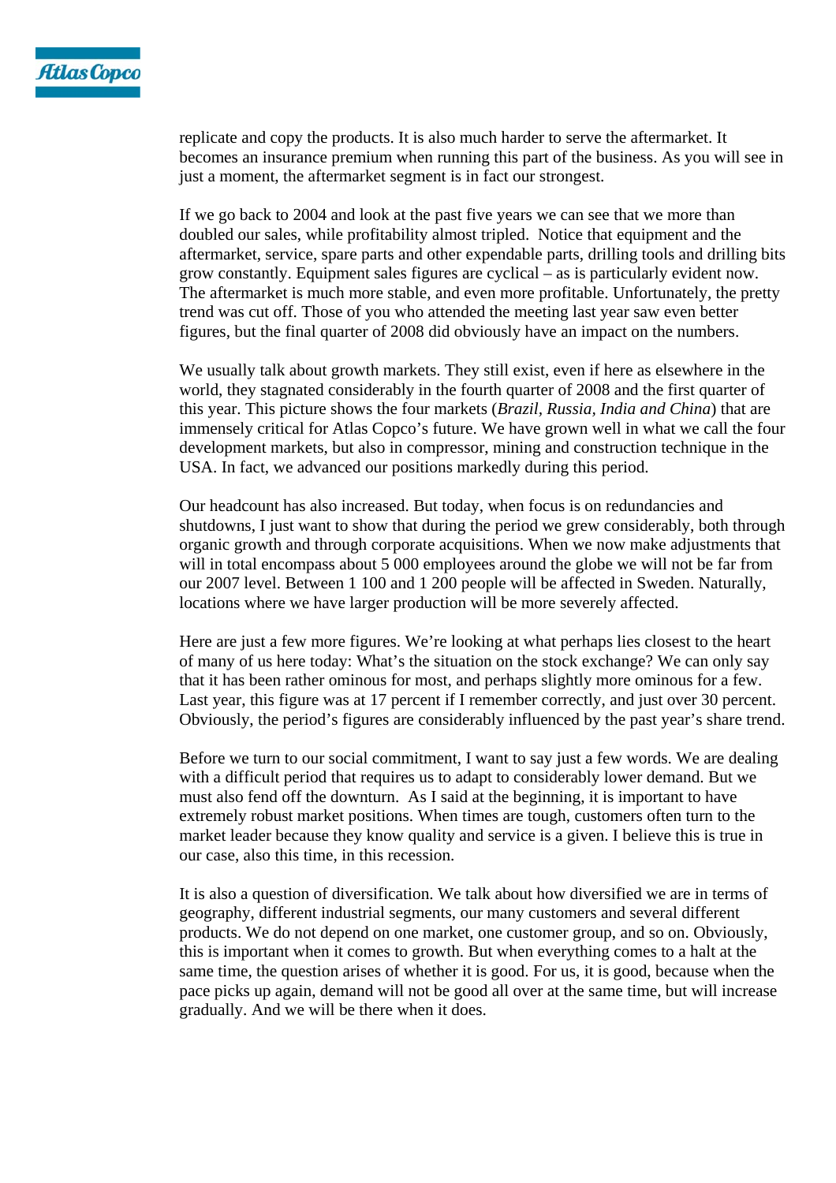replicate and copy the products. It is also much harder to serve the aftermarket. It becomes an insurance premium when running this part of the business. As you will see in just a moment, the aftermarket segment is in fact our strongest.

If we go back to 2004 and look at the past five years we can see that we more than doubled our sales, while profitability almost tripled. Notice that equipment and the aftermarket, service, spare parts and other expendable parts, drilling tools and drilling bits grow constantly. Equipment sales figures are cyclical – as is particularly evident now. The aftermarket is much more stable, and even more profitable. Unfortunately, the pretty trend was cut off. Those of you who attended the meeting last year saw even better figures, but the final quarter of 2008 did obviously have an impact on the numbers.

We usually talk about growth markets. They still exist, even if here as elsewhere in the world, they stagnated considerably in the fourth quarter of 2008 and the first quarter of this year. This picture shows the four markets (*Brazil, Russia, India and China*) that are immensely critical for Atlas Copco's future. We have grown well in what we call the four development markets, but also in compressor, mining and construction technique in the USA. In fact, we advanced our positions markedly during this period.

Our headcount has also increased. But today, when focus is on redundancies and shutdowns, I just want to show that during the period we grew considerably, both through organic growth and through corporate acquisitions. When we now make adjustments that will in total encompass about 5 000 employees around the globe we will not be far from our 2007 level. Between 1 100 and 1 200 people will be affected in Sweden. Naturally, locations where we have larger production will be more severely affected.

Here are just a few more figures. We're looking at what perhaps lies closest to the heart of many of us here today: What's the situation on the stock exchange? We can only say that it has been rather ominous for most, and perhaps slightly more ominous for a few. Last year, this figure was at 17 percent if I remember correctly, and just over 30 percent. Obviously, the period's figures are considerably influenced by the past year's share trend.

Before we turn to our social commitment, I want to say just a few words. We are dealing with a difficult period that requires us to adapt to considerably lower demand. But we must also fend off the downturn. As I said at the beginning, it is important to have extremely robust market positions. When times are tough, customers often turn to the market leader because they know quality and service is a given. I believe this is true in our case, also this time, in this recession.

It is also a question of diversification. We talk about how diversified we are in terms of geography, different industrial segments, our many customers and several different products. We do not depend on one market, one customer group, and so on. Obviously, this is important when it comes to growth. But when everything comes to a halt at the same time, the question arises of whether it is good. For us, it is good, because when the pace picks up again, demand will not be good all over at the same time, but will increase gradually. And we will be there when it does.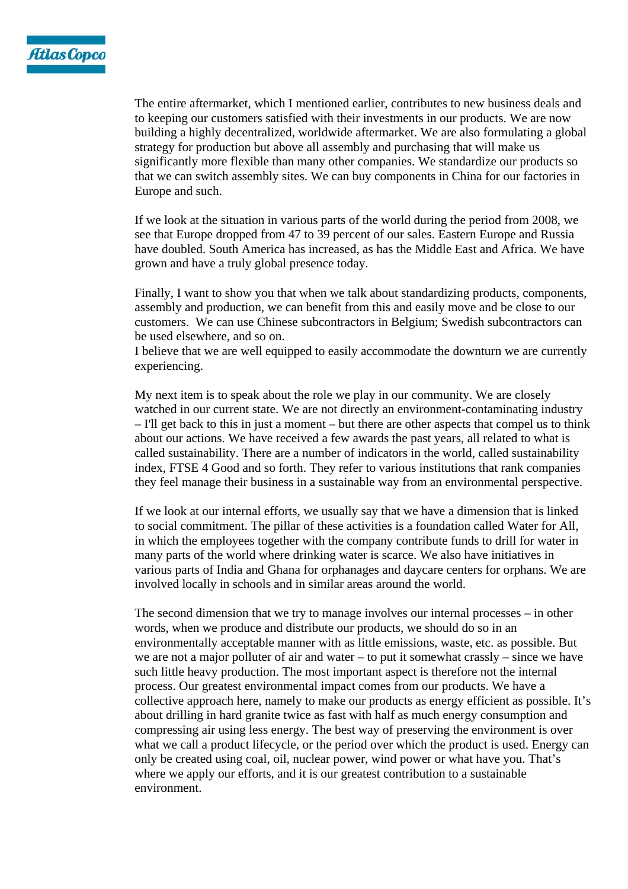The entire aftermarket, which I mentioned earlier, contributes to new business deals and to keeping our customers satisfied with their investments in our products. We are now building a highly decentralized, worldwide aftermarket. We are also formulating a global strategy for production but above all assembly and purchasing that will make us significantly more flexible than many other companies. We standardize our products so that we can switch assembly sites. We can buy components in China for our factories in Europe and such.

If we look at the situation in various parts of the world during the period from 2008, we see that Europe dropped from 47 to 39 percent of our sales. Eastern Europe and Russia have doubled. South America has increased, as has the Middle East and Africa. We have grown and have a truly global presence today.

Finally, I want to show you that when we talk about standardizing products, components, assembly and production, we can benefit from this and easily move and be close to our customers. We can use Chinese subcontractors in Belgium; Swedish subcontractors can be used elsewhere, and so on.
I believe that we are well equipped to easily accommodate the downturn we are currently experiencing.

My next item is to speak about the role we play in our community. We are closely watched in our current state. We are not directly an environment-contaminating industry – I'll get back to this in just a moment – but there are other aspects that compel us to think about our actions. We have received a few awards the past years, all related to what is called sustainability. There are a number of indicators in the world, called sustainability index, FTSE 4 Good and so forth. They refer to various institutions that rank companies they feel manage their business in a sustainable way from an environmental perspective.

If we look at our internal efforts, we usually say that we have a dimension that is linked to social commitment. The pillar of these activities is a foundation called Water for All, in which the employees together with the company contribute funds to drill for water in many parts of the world where drinking water is scarce. We also have initiatives in various parts of India and Ghana for orphanages and daycare centers for orphans. We are involved locally in schools and in similar areas around the world.

The second dimension that we try to manage involves our internal processes – in other words, when we produce and distribute our products, we should do so in an environmentally acceptable manner with as little emissions, waste, etc. as possible. But we are not a major polluter of air and water – to put it somewhat crassly – since we have such little heavy production. The most important aspect is therefore not the internal process. Our greatest environmental impact comes from our products. We have a collective approach here, namely to make our products as energy efficient as possible. It's about drilling in hard granite twice as fast with half as much energy consumption and compressing air using less energy. The best way of preserving the environment is over what we call a product lifecycle, or the period over which the product is used. Energy can only be created using coal, oil, nuclear power, wind power or what have you. That's where we apply our efforts, and it is our greatest contribution to a sustainable environment.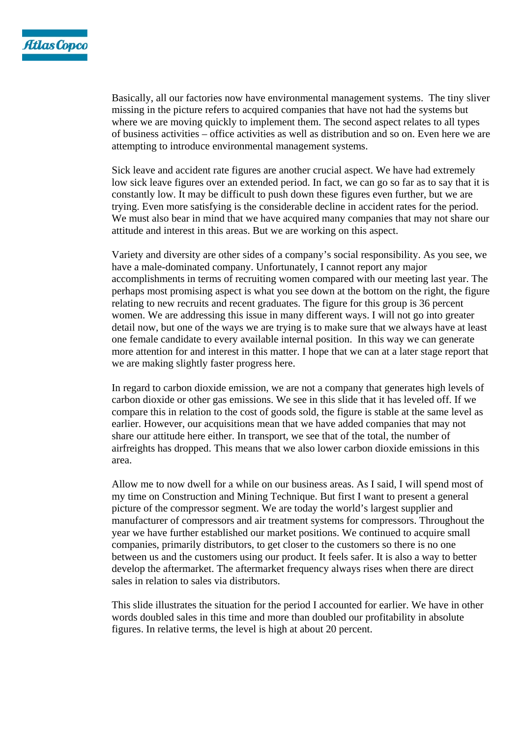Basically, all our factories now have environmental management systems. The tiny sliver missing in the picture refers to acquired companies that have not had the systems but where we are moving quickly to implement them. The second aspect relates to all types of business activities – office activities as well as distribution and so on. Even here we are attempting to introduce environmental management systems.

Sick leave and accident rate figures are another crucial aspect. We have had extremely low sick leave figures over an extended period. In fact, we can go so far as to say that it is constantly low. It may be difficult to push down these figures even further, but we are trying. Even more satisfying is the considerable decline in accident rates for the period. We must also bear in mind that we have acquired many companies that may not share our attitude and interest in this areas. But we are working on this aspect.

Variety and diversity are other sides of a company's social responsibility. As you see, we have a male-dominated company. Unfortunately, I cannot report any major accomplishments in terms of recruiting women compared with our meeting last year. The perhaps most promising aspect is what you see down at the bottom on the right, the figure relating to new recruits and recent graduates. The figure for this group is 36 percent women. We are addressing this issue in many different ways. I will not go into greater detail now, but one of the ways we are trying is to make sure that we always have at least one female candidate to every available internal position. In this way we can generate more attention for and interest in this matter. I hope that we can at a later stage report that we are making slightly faster progress here.

In regard to carbon dioxide emission, we are not a company that generates high levels of carbon dioxide or other gas emissions. We see in this slide that it has leveled off. If we compare this in relation to the cost of goods sold, the figure is stable at the same level as earlier. However, our acquisitions mean that we have added companies that may not share our attitude here either. In transport, we see that of the total, the number of airfreights has dropped. This means that we also lower carbon dioxide emissions in this area.

Allow me to now dwell for a while on our business areas. As I said, I will spend most of my time on Construction and Mining Technique. But first I want to present a general picture of the compressor segment. We are today the world's largest supplier and manufacturer of compressors and air treatment systems for compressors. Throughout the year we have further established our market positions. We continued to acquire small companies, primarily distributors, to get closer to the customers so there is no one between us and the customers using our product. It feels safer. It is also a way to better develop the aftermarket. The aftermarket frequency always rises when there are direct sales in relation to sales via distributors.

This slide illustrates the situation for the period I accounted for earlier. We have in other words doubled sales in this time and more than doubled our profitability in absolute figures. In relative terms, the level is high at about 20 percent.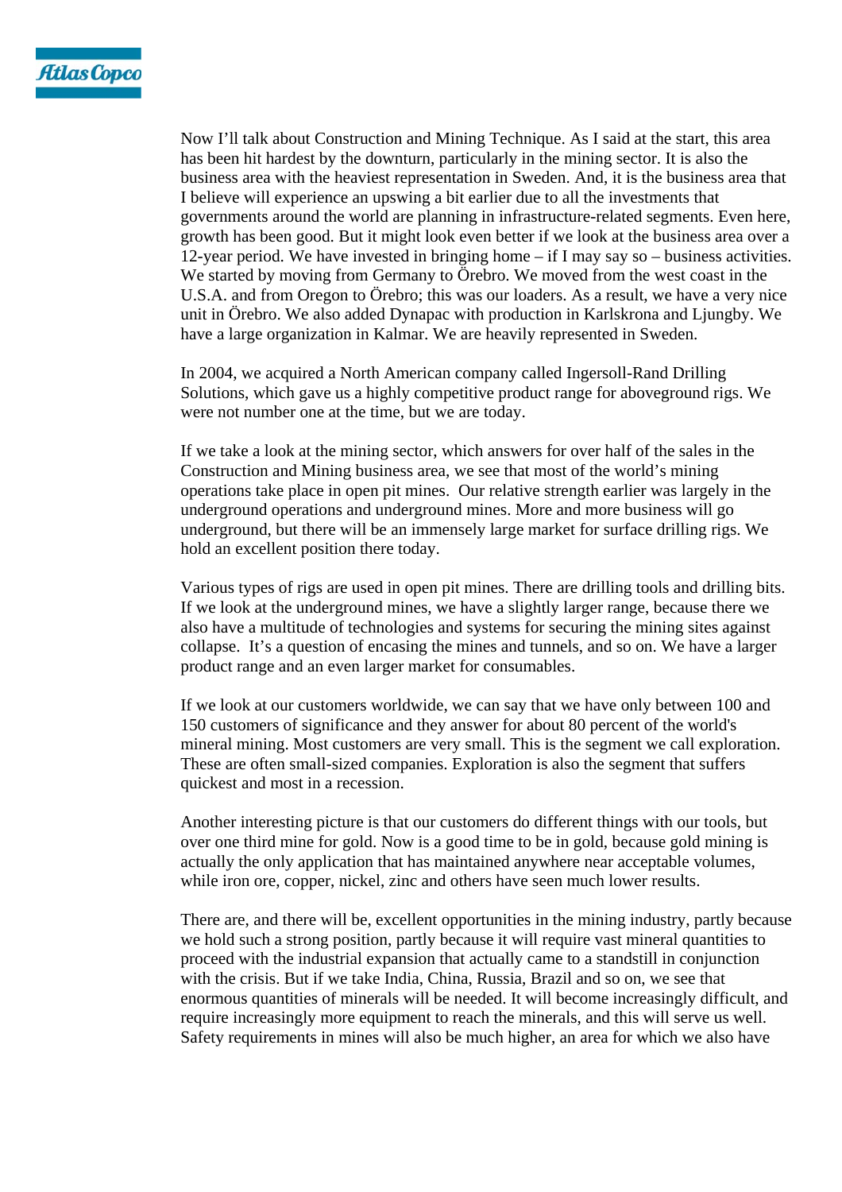Now I'll talk about Construction and Mining Technique. As I said at the start, this area has been hit hardest by the downturn, particularly in the mining sector. It is also the business area with the heaviest representation in Sweden. And, it is the business area that I believe will experience an upswing a bit earlier due to all the investments that governments around the world are planning in infrastructure-related segments. Even here, growth has been good. But it might look even better if we look at the business area over a 12-year period. We have invested in bringing home – if I may say so – business activities. We started by moving from Germany to Örebro. We moved from the west coast in the U.S.A. and from Oregon to Örebro; this was our loaders. As a result, we have a very nice unit in Örebro. We also added Dynapac with production in Karlskrona and Ljungby. We have a large organization in Kalmar. We are heavily represented in Sweden.

In 2004, we acquired a North American company called Ingersoll-Rand Drilling Solutions, which gave us a highly competitive product range for aboveground rigs. We were not number one at the time, but we are today.

If we take a look at the mining sector, which answers for over half of the sales in the Construction and Mining business area, we see that most of the world's mining operations take place in open pit mines. Our relative strength earlier was largely in the underground operations and underground mines. More and more business will go underground, but there will be an immensely large market for surface drilling rigs. We hold an excellent position there today.

Various types of rigs are used in open pit mines. There are drilling tools and drilling bits. If we look at the underground mines, we have a slightly larger range, because there we also have a multitude of technologies and systems for securing the mining sites against collapse. It's a question of encasing the mines and tunnels, and so on. We have a larger product range and an even larger market for consumables.

If we look at our customers worldwide, we can say that we have only between 100 and 150 customers of significance and they answer for about 80 percent of the world's mineral mining. Most customers are very small. This is the segment we call exploration. These are often small-sized companies. Exploration is also the segment that suffers quickest and most in a recession.

Another interesting picture is that our customers do different things with our tools, but over one third mine for gold. Now is a good time to be in gold, because gold mining is actually the only application that has maintained anywhere near acceptable volumes, while iron ore, copper, nickel, zinc and others have seen much lower results.

There are, and there will be, excellent opportunities in the mining industry, partly because we hold such a strong position, partly because it will require vast mineral quantities to proceed with the industrial expansion that actually came to a standstill in conjunction with the crisis. But if we take India, China, Russia, Brazil and so on, we see that enormous quantities of minerals will be needed. It will become increasingly difficult, and require increasingly more equipment to reach the minerals, and this will serve us well. Safety requirements in mines will also be much higher, an area for which we also have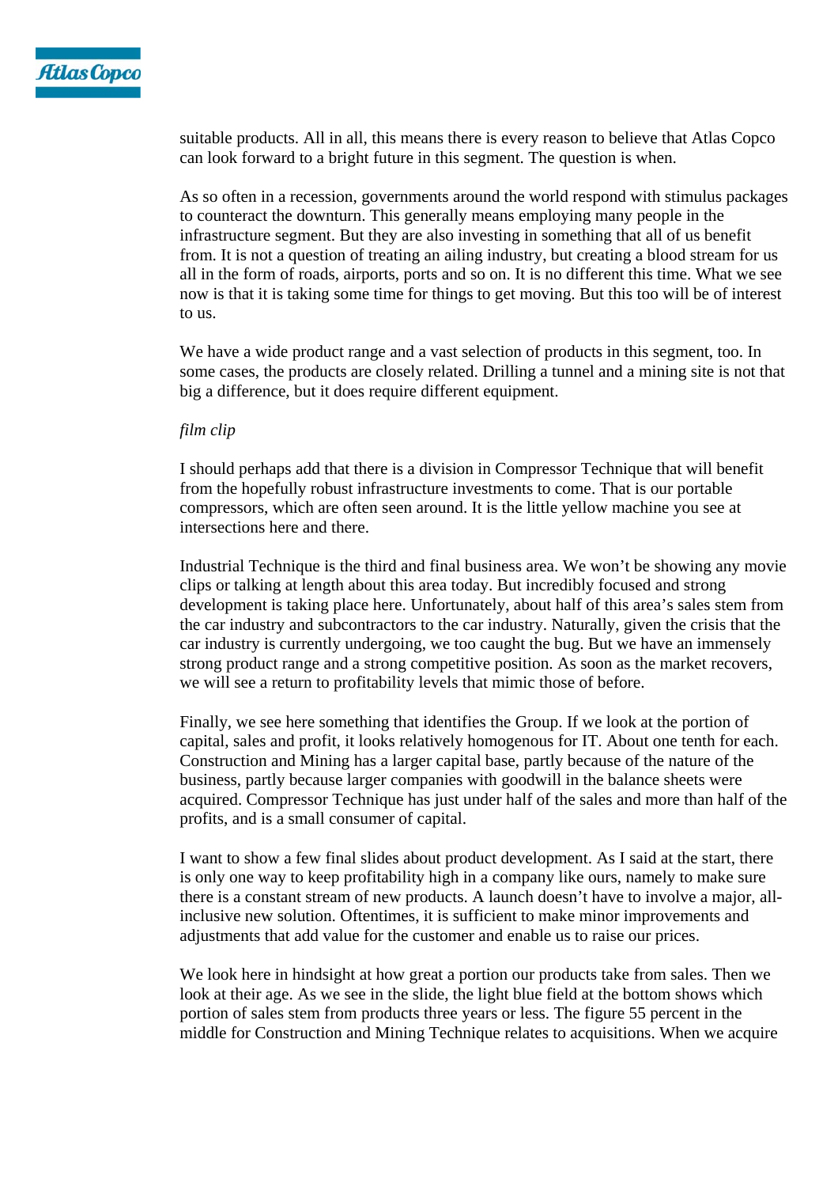suitable products. All in all, this means there is every reason to believe that Atlas Copco can look forward to a bright future in this segment. The question is when.

As so often in a recession, governments around the world respond with stimulus packages to counteract the downturn. This generally means employing many people in the infrastructure segment. But they are also investing in something that all of us benefit from. It is not a question of treating an ailing industry, but creating a blood stream for us all in the form of roads, airports, ports and so on. It is no different this time. What we see now is that it is taking some time for things to get moving. But this too will be of interest to us.

We have a wide product range and a vast selection of products in this segment, too. In some cases, the products are closely related. Drilling a tunnel and a mining site is not that big a difference, but it does require different equipment.

*film clip*

I should perhaps add that there is a division in Compressor Technique that will benefit from the hopefully robust infrastructure investments to come. That is our portable compressors, which are often seen around. It is the little yellow machine you see at intersections here and there.

Industrial Technique is the third and final business area. We won't be showing any movie clips or talking at length about this area today. But incredibly focused and strong development is taking place here. Unfortunately, about half of this area's sales stem from the car industry and subcontractors to the car industry. Naturally, given the crisis that the car industry is currently undergoing, we too caught the bug. But we have an immensely strong product range and a strong competitive position. As soon as the market recovers, we will see a return to profitability levels that mimic those of before.

Finally, we see here something that identifies the Group. If we look at the portion of capital, sales and profit, it looks relatively homogenous for IT. About one tenth for each. Construction and Mining has a larger capital base, partly because of the nature of the business, partly because larger companies with goodwill in the balance sheets were acquired. Compressor Technique has just under half of the sales and more than half of the profits, and is a small consumer of capital.

I want to show a few final slides about product development. As I said at the start, there is only one way to keep profitability high in a company like ours, namely to make sure there is a constant stream of new products. A launch doesn't have to involve a major, all-inclusive new solution. Oftentimes, it is sufficient to make minor improvements and adjustments that add value for the customer and enable us to raise our prices.

We look here in hindsight at how great a portion our products take from sales. Then we look at their age. As we see in the slide, the light blue field at the bottom shows which portion of sales stem from products three years or less. The figure 55 percent in the middle for Construction and Mining Technique relates to acquisitions. When we acquire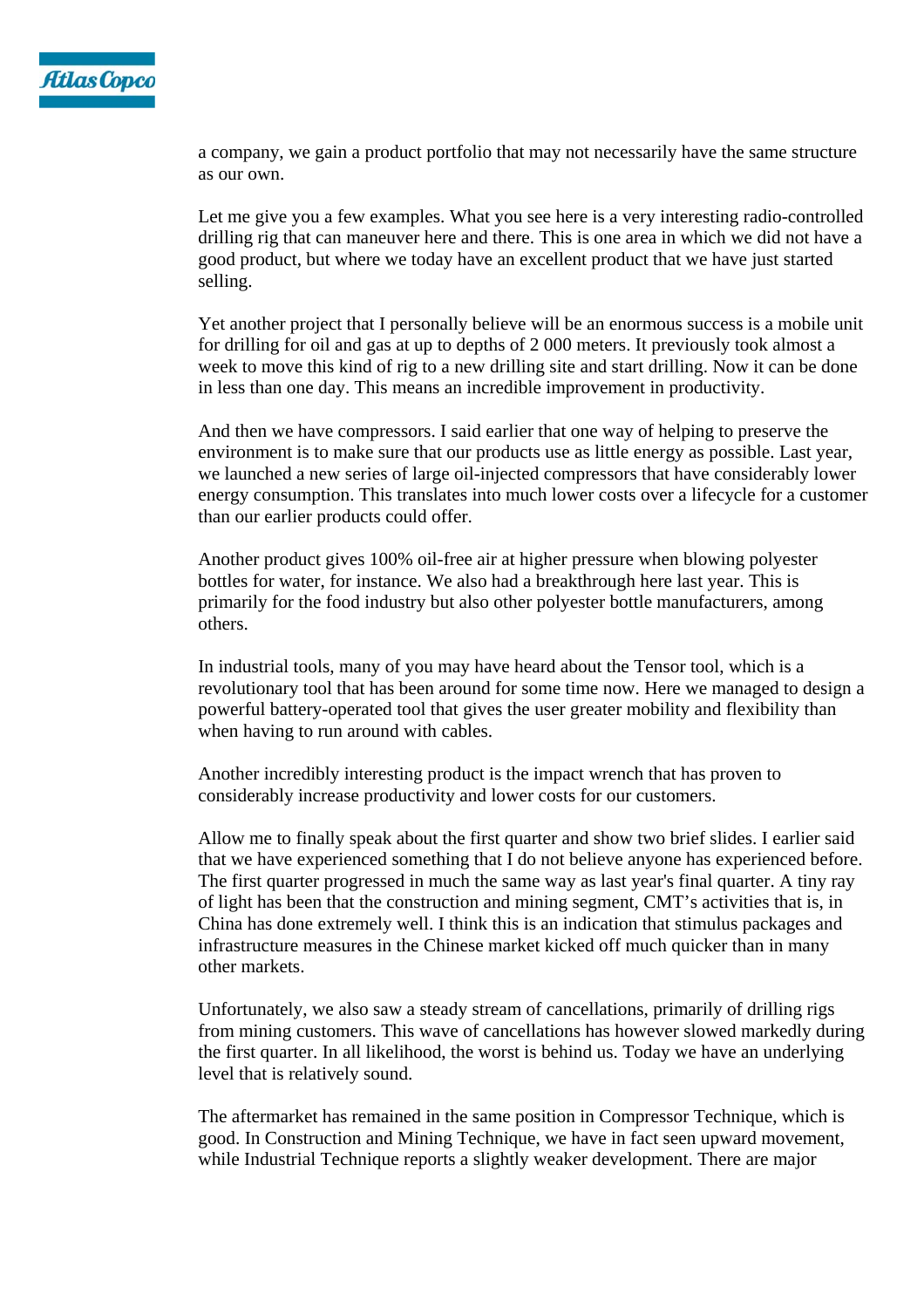a company, we gain a product portfolio that may not necessarily have the same structure as our own.

Let me give you a few examples. What you see here is a very interesting radio-controlled drilling rig that can maneuver here and there. This is one area in which we did not have a good product, but where we today have an excellent product that we have just started selling.

Yet another project that I personally believe will be an enormous success is a mobile unit for drilling for oil and gas at up to depths of 2 000 meters. It previously took almost a week to move this kind of rig to a new drilling site and start drilling. Now it can be done in less than one day. This means an incredible improvement in productivity.

And then we have compressors. I said earlier that one way of helping to preserve the environment is to make sure that our products use as little energy as possible. Last year, we launched a new series of large oil-injected compressors that have considerably lower energy consumption. This translates into much lower costs over a lifecycle for a customer than our earlier products could offer.

Another product gives 100% oil-free air at higher pressure when blowing polyester bottles for water, for instance. We also had a breakthrough here last year. This is primarily for the food industry but also other polyester bottle manufacturers, among others.

In industrial tools, many of you may have heard about the Tensor tool, which is a revolutionary tool that has been around for some time now. Here we managed to design a powerful battery-operated tool that gives the user greater mobility and flexibility than when having to run around with cables.

Another incredibly interesting product is the impact wrench that has proven to considerably increase productivity and lower costs for our customers.

Allow me to finally speak about the first quarter and show two brief slides. I earlier said that we have experienced something that I do not believe anyone has experienced before. The first quarter progressed in much the same way as last year's final quarter. A tiny ray of light has been that the construction and mining segment, CMT's activities that is, in China has done extremely well. I think this is an indication that stimulus packages and infrastructure measures in the Chinese market kicked off much quicker than in many other markets.

Unfortunately, we also saw a steady stream of cancellations, primarily of drilling rigs from mining customers. This wave of cancellations has however slowed markedly during the first quarter. In all likelihood, the worst is behind us. Today we have an underlying level that is relatively sound.

The aftermarket has remained in the same position in Compressor Technique, which is good. In Construction and Mining Technique, we have in fact seen upward movement, while Industrial Technique reports a slightly weaker development. There are major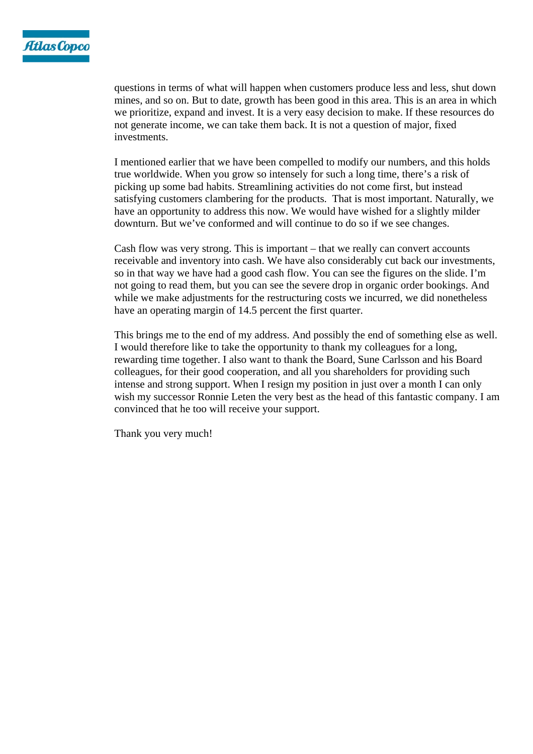questions in terms of what will happen when customers produce less and less, shut down mines, and so on. But to date, growth has been good in this area. This is an area in which we prioritize, expand and invest. It is a very easy decision to make. If these resources do not generate income, we can take them back. It is not a question of major, fixed investments.

I mentioned earlier that we have been compelled to modify our numbers, and this holds true worldwide. When you grow so intensely for such a long time, there's a risk of picking up some bad habits. Streamlining activities do not come first, but instead satisfying customers clambering for the products.  That is most important. Naturally, we have an opportunity to address this now. We would have wished for a slightly milder downturn. But we've conformed and will continue to do so if we see changes.

Cash flow was very strong. This is important – that we really can convert accounts receivable and inventory into cash. We have also considerably cut back our investments, so in that way we have had a good cash flow. You can see the figures on the slide. I'm not going to read them, but you can see the severe drop in organic order bookings. And while we make adjustments for the restructuring costs we incurred, we did nonetheless have an operating margin of 14.5 percent the first quarter.

This brings me to the end of my address. And possibly the end of something else as well. I would therefore like to take the opportunity to thank my colleagues for a long, rewarding time together. I also want to thank the Board, Sune Carlsson and his Board colleagues, for their good cooperation, and all you shareholders for providing such intense and strong support. When I resign my position in just over a month I can only wish my successor Ronnie Leten the very best as the head of this fantastic company. I am convinced that he too will receive your support.

Thank you very much!